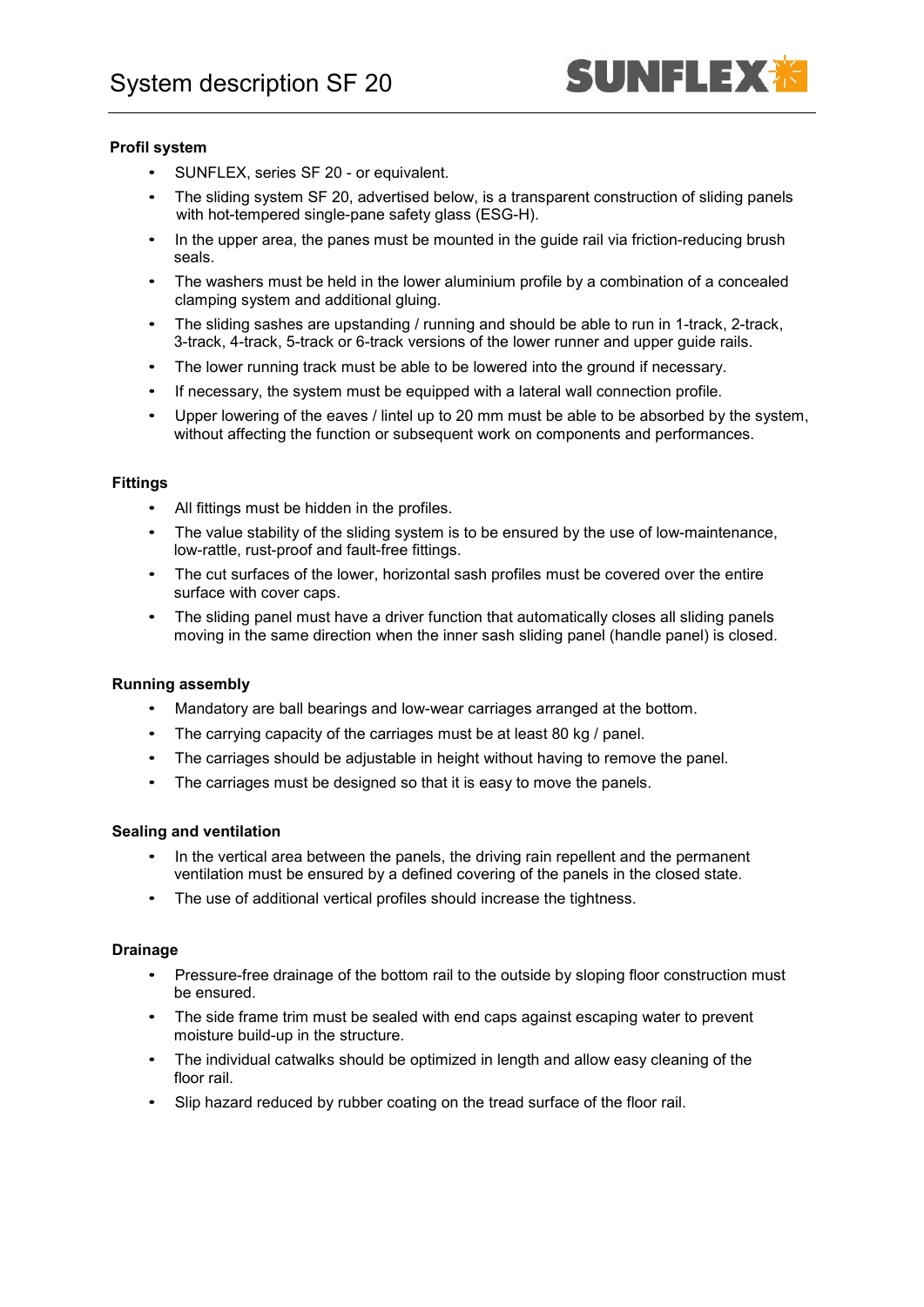# System description SF 20

## Profil system

- SUNFLEX, series SF 20 - or equivalent.
- The sliding system SF 20, advertised below, is a transparent construction of sliding panels with hot-tempered single-pane safety glass (ESG-H).
- In the upper area, the panes must be mounted in the guide rail via friction-reducing brush seals.
- The washers must be held in the lower aluminium profile by a combination of a concealed clamping system and additional gluing.
- The sliding sashes are upstanding / running and should be able to run in 1-track, 2-track, 3-track, 4-track, 5-track or 6-track versions of the lower runner and upper guide rails.
- The lower running track must be able to be lowered into the ground if necessary.
- If necessary, the system must be equipped with a lateral wall connection profile.
- Upper lowering of the eaves / lintel up to 20 mm must be able to be absorbed by the system, without affecting the function or subsequent work on components and performances.

## Fittings

- All fittings must be hidden in the profiles.
- The value stability of the sliding system is to be ensured by the use of low-maintenance, low-rattle, rust-proof and fault-free fittings.
- The cut surfaces of the lower, horizontal sash profiles must be covered over the entire surface with cover caps.
- The sliding panel must have a driver function that automatically closes all sliding panels moving in the same direction when the inner sash sliding panel (handle panel) is closed.

## Running assembly

- Mandatory are ball bearings and low-wear carriages arranged at the bottom.
- The carrying capacity of the carriages must be at least 80 kg / panel.
- The carriages should be adjustable in height without having to remove the panel.
- The carriages must be designed so that it is easy to move the panels.

## Sealing and ventilation

- In the vertical area between the panels, the driving rain repellent and the permanent ventilation must be ensured by a defined covering of the panels in the closed state.
- The use of additional vertical profiles should increase the tightness.

## Drainage

- Pressure-free drainage of the bottom rail to the outside by sloping floor construction must be ensured.
- The side frame trim must be sealed with end caps against escaping water to prevent moisture build-up in the structure.
- The individual catwalks should be optimized in length and allow easy cleaning of the floor rail.
- Slip hazard reduced by rubber coating on the tread surface of the floor rail.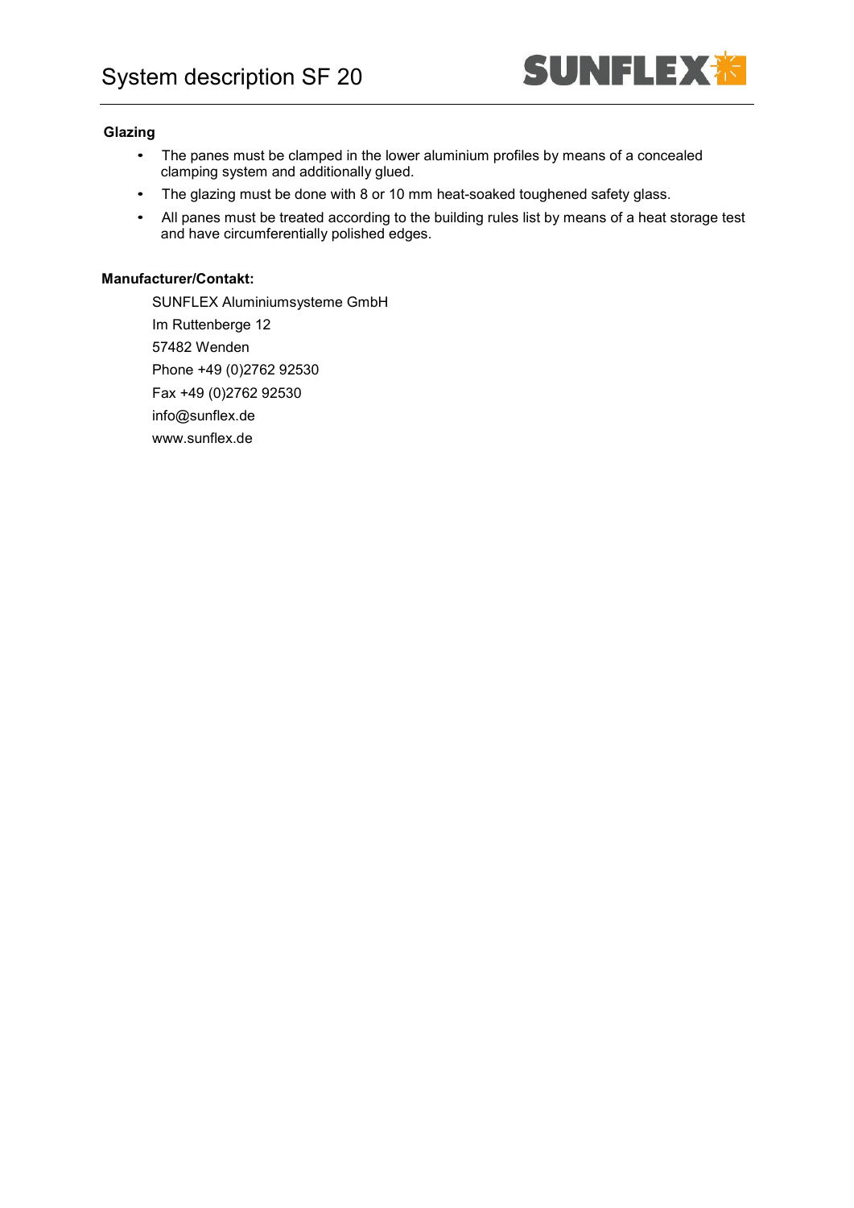**Glazing**

- The panes must be clamped in the lower aluminium profiles by means of a concealed clamping system and additionally glued.
- The glazing must be done with 8 or 10 mm heat-soaked toughened safety glass.
- All panes must be treated according to the building rules list by means of a heat storage test and have circumferentially polished edges.

**Manufacturer/Contakt:**

SUNFLEX Aluminiumsysteme GmbH
Im Ruttenberge 12
57482 Wenden
Phone +49 (0)2762 92530
Fax +49 (0)2762 92530
info@sunflex.de
www.sunflex.de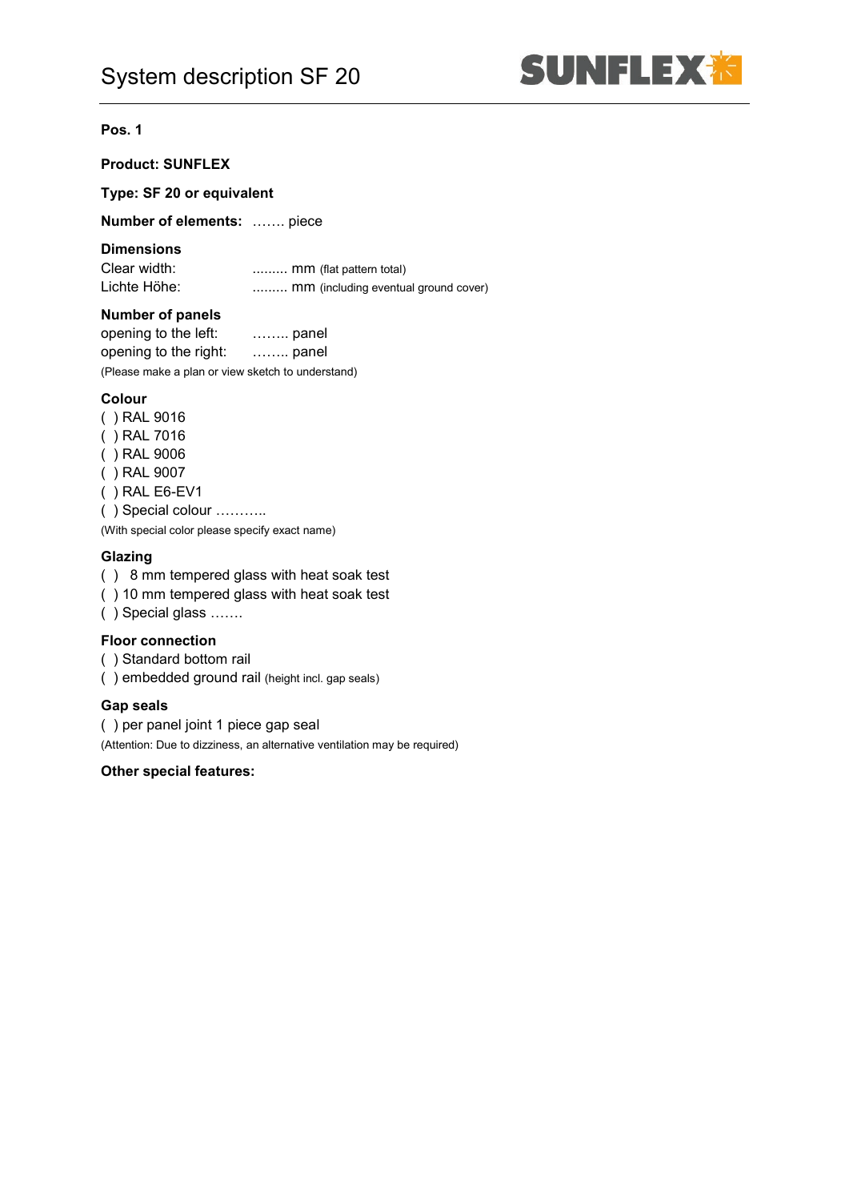# System description SF 20

**Pos. 1**

**Product: SUNFLEX**

**Type: SF 20 or equivalent**

**Number of elements:** ……. piece

### Dimensions

Clear width: ......... mm (flat pattern total)
Lichte Höhe: ......... mm (including eventual ground cover)

### Number of panels

opening to the left: …….. panel
opening to the right: …….. panel
(Please make a plan or view sketch to understand)

### Colour

( ) RAL 9016
( ) RAL 7016
( ) RAL 9006
( ) RAL 9007
( ) RAL E6-EV1
( ) Special colour ………..
(With special color please specify exact name)

### Glazing

( ) 8 mm tempered glass with heat soak test
( ) 10 mm tempered glass with heat soak test
( ) Special glass …….

### Floor connection

( ) Standard bottom rail
( ) embedded ground rail (height incl. gap seals)

### Gap seals

( ) per panel joint 1 piece gap seal
(Attention: Due to dizziness, an alternative ventilation may be required)

**Other special features:**